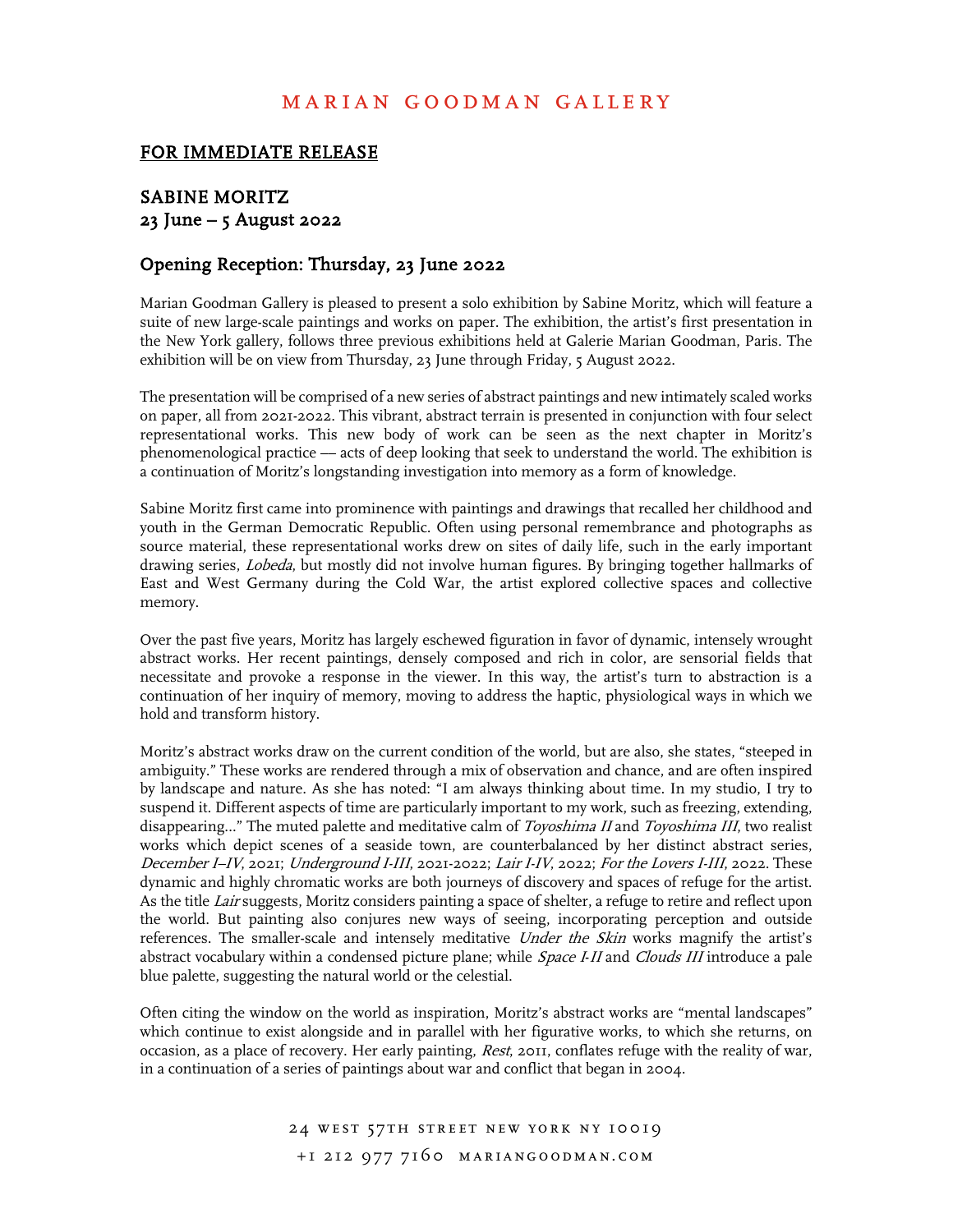# MARIAN GOODMAN GALLERY

FOR IMMEDIATE RELEASE

## SABINE MORITZ
## 23 June – 5 August 2022

### Opening Reception: Thursday, 23 June 2022

Marian Goodman Gallery is pleased to present a solo exhibition by Sabine Moritz, which will feature a suite of new large-scale paintings and works on paper. The exhibition, the artist's first presentation in the New York gallery, follows three previous exhibitions held at Galerie Marian Goodman, Paris. The exhibition will be on view from Thursday, 23 June through Friday, 5 August 2022.

The presentation will be comprised of a new series of abstract paintings and new intimately scaled works on paper, all from 2021-2022. This vibrant, abstract terrain is presented in conjunction with four select representational works. This new body of work can be seen as the next chapter in Moritz's phenomenological practice — acts of deep looking that seek to understand the world. The exhibition is a continuation of Moritz's longstanding investigation into memory as a form of knowledge.

Sabine Moritz first came into prominence with paintings and drawings that recalled her childhood and youth in the German Democratic Republic. Often using personal remembrance and photographs as source material, these representational works drew on sites of daily life, such in the early important drawing series, *Lobeda*, but mostly did not involve human figures. By bringing together hallmarks of East and West Germany during the Cold War, the artist explored collective spaces and collective memory.

Over the past five years, Moritz has largely eschewed figuration in favor of dynamic, intensely wrought abstract works. Her recent paintings, densely composed and rich in color, are sensorial fields that necessitate and provoke a response in the viewer. In this way, the artist's turn to abstraction is a continuation of her inquiry of memory, moving to address the haptic, physiological ways in which we hold and transform history.

Moritz's abstract works draw on the current condition of the world, but are also, she states, "steeped in ambiguity." These works are rendered through a mix of observation and chance, and are often inspired by landscape and nature. As she has noted: "I am always thinking about time. In my studio, I try to suspend it. Different aspects of time are particularly important to my work, such as freezing, extending, disappearing…" The muted palette and meditative calm of *Toyoshima II* and *Toyoshima III*, two realist works which depict scenes of a seaside town, are counterbalanced by her distinct abstract series, *December I–IV*, 2021; *Underground I-III*, 2021-2022; *Lair I-IV*, 2022; *For the Lovers I-III*, 2022. These dynamic and highly chromatic works are both journeys of discovery and spaces of refuge for the artist. As the title *Lair* suggests, Moritz considers painting a space of shelter, a refuge to retire and reflect upon the world. But painting also conjures new ways of seeing, incorporating perception and outside references. The smaller-scale and intensely meditative *Under the Skin* works magnify the artist's abstract vocabulary within a condensed picture plane; while *Space I-II* and *Clouds III* introduce a pale blue palette, suggesting the natural world or the celestial.

Often citing the window on the world as inspiration, Moritz's abstract works are "mental landscapes" which continue to exist alongside and in parallel with her figurative works, to which she returns, on occasion, as a place of recovery. Her early painting, *Rest*, 2011, conflates refuge with the reality of war, in a continuation of a series of paintings about war and conflict that began in 2004.

24 WEST 57TH STREET NEW YORK NY 10019
+1 212 977 7160 MARIANGOODMAN.COM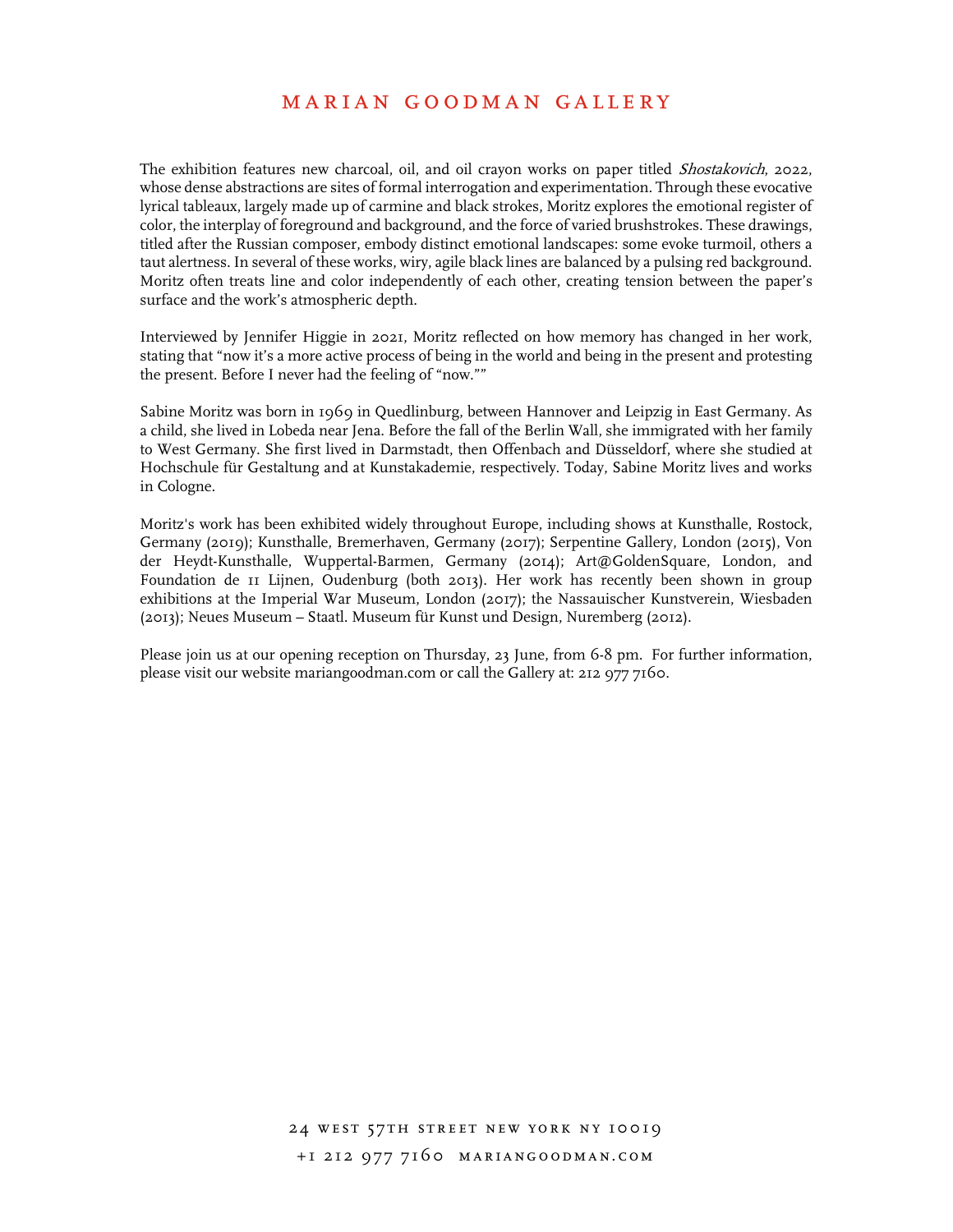The exhibition features new charcoal, oil, and oil crayon works on paper titled *Shostakovich*, 2022, whose dense abstractions are sites of formal interrogation and experimentation. Through these evocative lyrical tableaux, largely made up of carmine and black strokes, Moritz explores the emotional register of color, the interplay of foreground and background, and the force of varied brushstrokes. These drawings, titled after the Russian composer, embody distinct emotional landscapes: some evoke turmoil, others a taut alertness. In several of these works, wiry, agile black lines are balanced by a pulsing red background. Moritz often treats line and color independently of each other, creating tension between the paper's surface and the work's atmospheric depth.

Interviewed by Jennifer Higgie in 2021, Moritz reflected on how memory has changed in her work, stating that "now it's a more active process of being in the world and being in the present and protesting the present. Before I never had the feeling of "now.""

Sabine Moritz was born in 1969 in Quedlinburg, between Hannover and Leipzig in East Germany. As a child, she lived in Lobeda near Jena. Before the fall of the Berlin Wall, she immigrated with her family to West Germany. She first lived in Darmstadt, then Offenbach and Düsseldorf, where she studied at Hochschule für Gestaltung and at Kunstakademie, respectively. Today, Sabine Moritz lives and works in Cologne.

Moritz's work has been exhibited widely throughout Europe, including shows at Kunsthalle, Rostock, Germany (2019); Kunsthalle, Bremerhaven, Germany (2017); Serpentine Gallery, London (2015), Von der Heydt-Kunsthalle, Wuppertal-Barmen, Germany (2014); Art@GoldenSquare, London, and Foundation de 11 Lijnen, Oudenburg (both 2013). Her work has recently been shown in group exhibitions at the Imperial War Museum, London (2017); the Nassauischer Kunstverein, Wiesbaden (2013); Neues Museum – Staatl. Museum für Kunst und Design, Nuremberg (2012).

Please join us at our opening reception on Thursday, 23 June, from 6-8 pm. For further information, please visit our website mariangoodman.com or call the Gallery at: 212 977 7160.